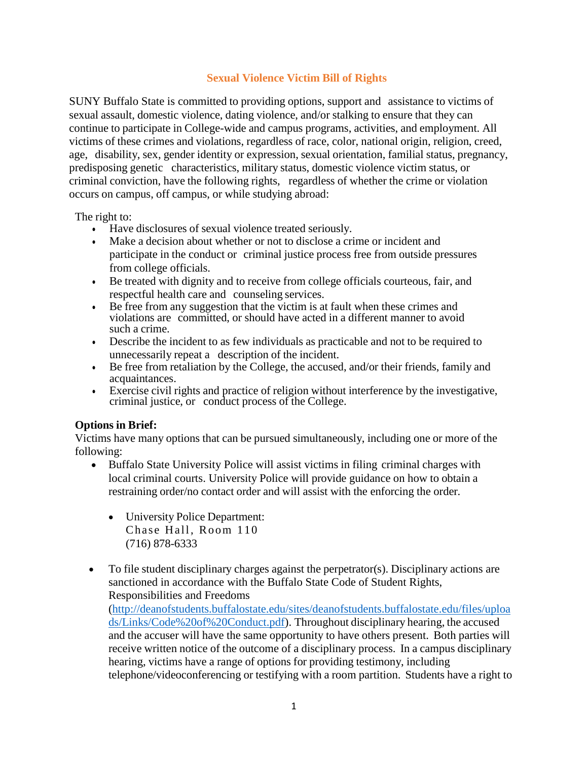# Sexual Violence Victim Bill of Rights

SUNY Buffalo State is committed to providing options, support and assistance to victims of sexual assault, domestic violence, dating violence, and/or stalking to ensure that they can continue to participate in College-wide and campus programs, activities, and employment. All victims of these crimes and violations, regardless of race, color, national origin, religion, creed, age, disability, sex, gender identity or expression, sexual orientation, familial status, pregnancy, predisposing genetic characteristics, military status, domestic violence victim status, or criminal conviction, have the following rights, regardless of whether the crime or violation occurs on campus, off campus, or while studying abroad:

The right to:

- Have disclosures of sexual violence treated seriously.
- Make a decision about whether or not to disclose a crime or incident and participate in the conduct or criminal justice process free from outside pressures from college officials.
- Be treated with dignity and to receive from college officials courteous, fair, and respectful health care and counseling services.
- Be free from any suggestion that the victim is at fault when these crimes and violations are committed, or should have acted in a different manner to avoid such a crime.
- Describe the incident to as few individuals as practicable and not to be required to unnecessarily repeat a description of the incident.
- Be free from retaliation by the College, the accused, and/or their friends, family and acquaintances.
- Exercise civil rights and practice of religion without interference by the investigative, criminal justice, or conduct process of the College.

**Options in Brief:**

Victims have many options that can be pursued simultaneously, including one or more of the following:

- Buffalo State University Police will assist victims in filing criminal charges with local criminal courts. University Police will provide guidance on how to obtain a restraining order/no contact order and will assist with the enforcing the order.

  - University Police Department:
    Chase Hall, Room 110
    (716) 878-6333

- To file student disciplinary charges against the perpetrator(s). Disciplinary actions are sanctioned in accordance with the Buffalo State Code of Student Rights, Responsibilities and Freedoms (http://deanofstudents.buffalostate.edu/sites/deanofstudents.buffalostate.edu/files/uploads/Links/Code%20of%20Conduct.pdf). Throughout disciplinary hearing, the accused and the accuser will have the same opportunity to have others present. Both parties will receive written notice of the outcome of a disciplinary process. In a campus disciplinary hearing, victims have a range of options for providing testimony, including telephone/videoconferencing or testifying with a room partition. Students have a right to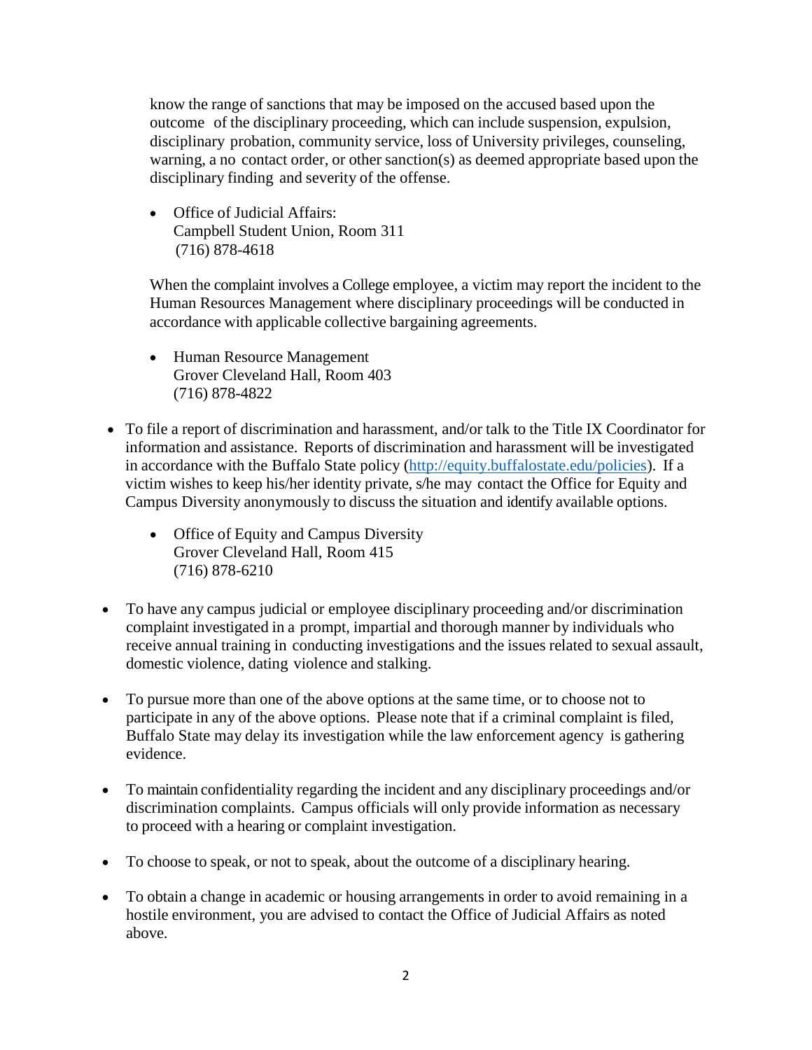know the range of sanctions that may be imposed on the accused based upon the outcome of the disciplinary proceeding, which can include suspension, expulsion, disciplinary probation, community service, loss of University privileges, counseling, warning, a no contact order, or other sanction(s) as deemed appropriate based upon the disciplinary finding and severity of the offense.

  - Office of Judicial Affairs:  
    Campbell Student Union, Room 311  
    (716) 878-4618

  When the complaint involves a College employee, a victim may report the incident to the Human Resources Management where disciplinary proceedings will be conducted in accordance with applicable collective bargaining agreements.

  - Human Resource Management  
    Grover Cleveland Hall, Room 403  
    (716) 878-4822

- To file a report of discrimination and harassment, and/or talk to the Title IX Coordinator for information and assistance. Reports of discrimination and harassment will be investigated in accordance with the Buffalo State policy (http://equity.buffalostate.edu/policies). If a victim wishes to keep his/her identity private, s/he may contact the Office for Equity and Campus Diversity anonymously to discuss the situation and identify available options.

  - Office of Equity and Campus Diversity  
    Grover Cleveland Hall, Room 415  
    (716) 878-6210

- To have any campus judicial or employee disciplinary proceeding and/or discrimination complaint investigated in a prompt, impartial and thorough manner by individuals who receive annual training in conducting investigations and the issues related to sexual assault, domestic violence, dating violence and stalking.

- To pursue more than one of the above options at the same time, or to choose not to participate in any of the above options. Please note that if a criminal complaint is filed, Buffalo State may delay its investigation while the law enforcement agency is gathering evidence.

- To maintain confidentiality regarding the incident and any disciplinary proceedings and/or discrimination complaints. Campus officials will only provide information as necessary to proceed with a hearing or complaint investigation.

- To choose to speak, or not to speak, about the outcome of a disciplinary hearing.

- To obtain a change in academic or housing arrangements in order to avoid remaining in a hostile environment, you are advised to contact the Office of Judicial Affairs as noted above.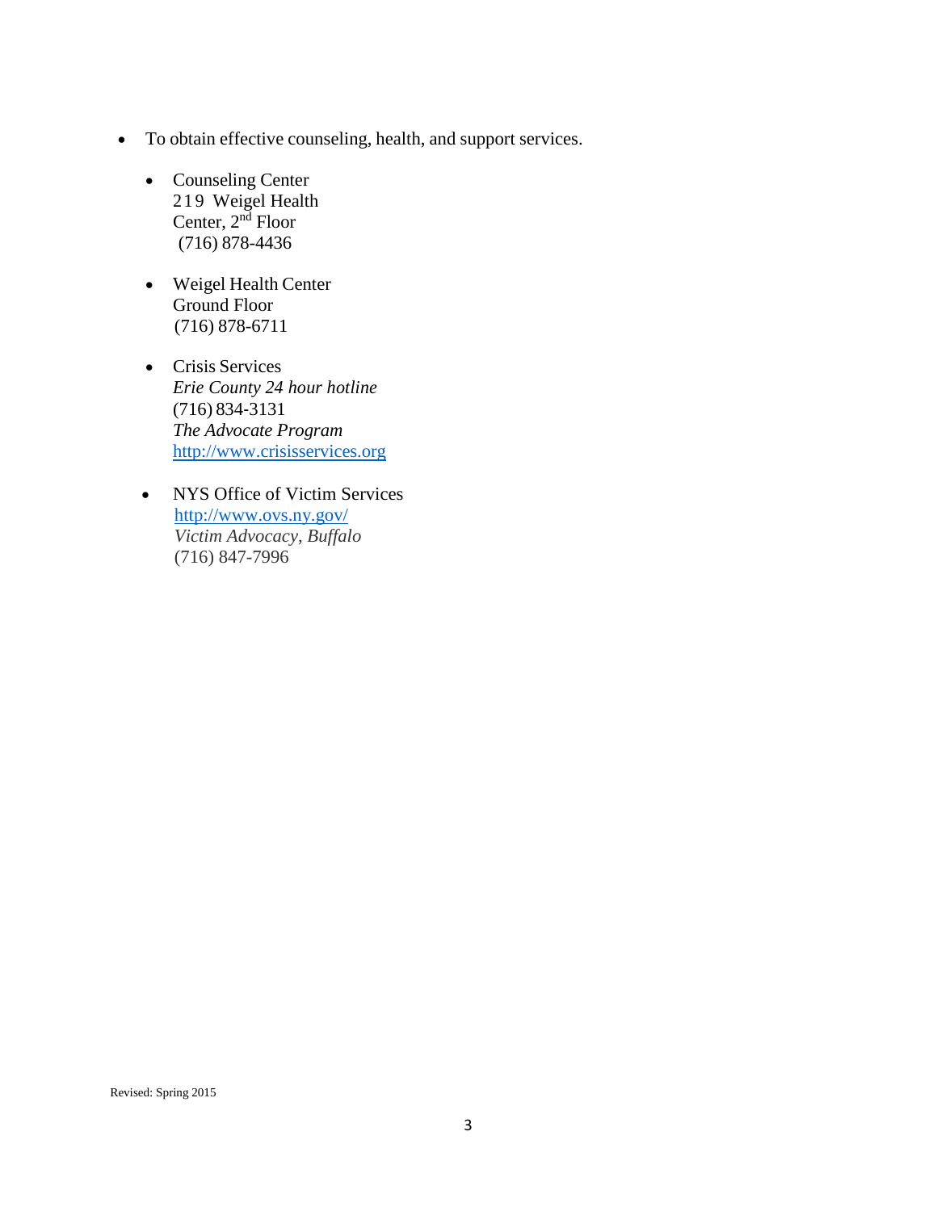- To obtain effective counseling, health, and support services.

  - Counseling Center
    219 Weigel Health Center, 2nd Floor
    (716) 878-4436

  - Weigel Health Center
    Ground Floor
    (716) 878-6711

  - Crisis Services
    *Erie County 24 hour hotline*
    (716) 834-3131
    *The Advocate Program*
    http://www.crisisservices.org

  - NYS Office of Victim Services
    http://www.ovs.ny.gov/
    *Victim Advocacy, Buffalo*
    (716) 847-7996

Revised: Spring 2015